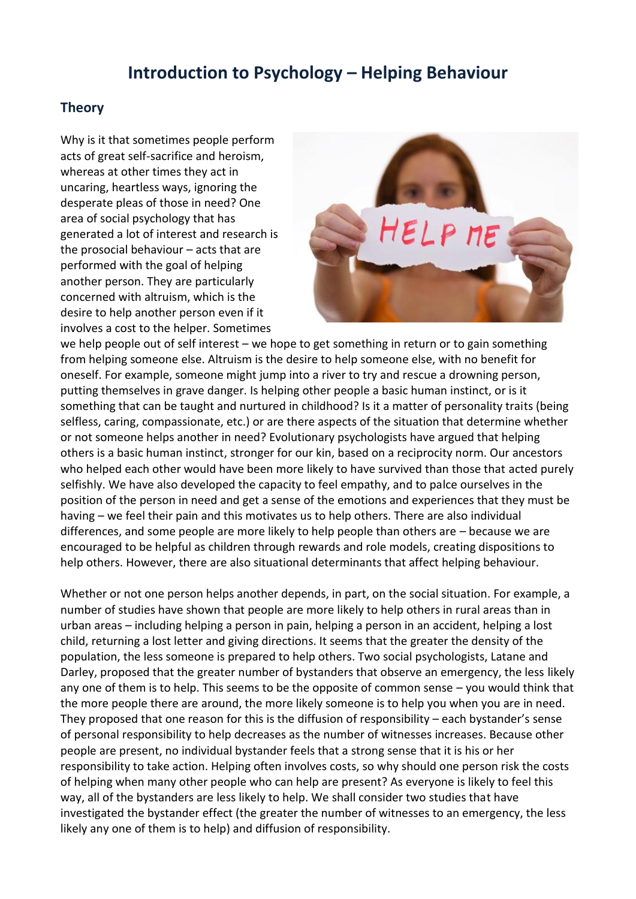# Introduction to Psychology – Helping Behaviour

## Theory

Why is it that sometimes people perform acts of great self-sacrifice and heroism, whereas at other times they act in uncaring, heartless ways, ignoring the desperate pleas of those in need? One area of social psychology that has generated a lot of interest and research is the prosocial behaviour – acts that are performed with the goal of helping another person. They are particularly concerned with altruism, which is the desire to help another person even if it involves a cost to the helper. Sometimes we help people out of self interest – we hope to get something in return or to gain something from helping someone else. Altruism is the desire to help someone else, with no benefit for oneself. For example, someone might jump into a river to try and rescue a drowning person, putting themselves in grave danger. Is helping other people a basic human instinct, or is it something that can be taught and nurtured in childhood? Is it a matter of personality traits (being selfless, caring, compassionate, etc.) or are there aspects of the situation that determine whether or not someone helps another in need? Evolutionary psychologists have argued that helping others is a basic human instinct, stronger for our kin, based on a reciprocity norm. Our ancestors who helped each other would have been more likely to have survived than those that acted purely selfishly. We have also developed the capacity to feel empathy, and to palce ourselves in the position of the person in need and get a sense of the emotions and experiences that they must be having – we feel their pain and this motivates us to help others. There are also individual differences, and some people are more likely to help people than others are – because we are encouraged to be helpful as children through rewards and role models, creating dispositions to help others. However, there are also situational determinants that affect helping behaviour.

Whether or not one person helps another depends, in part, on the social situation. For example, a number of studies have shown that people are more likely to help others in rural areas than in urban areas – including helping a person in pain, helping a person in an accident, helping a lost child, returning a lost letter and giving directions. It seems that the greater the density of the population, the less someone is prepared to help others. Two social psychologists, Latane and Darley, proposed that the greater number of bystanders that observe an emergency, the less likely any one of them is to help. This seems to be the opposite of common sense – you would think that the more people there are around, the more likely someone is to help you when you are in need. They proposed that one reason for this is the diffusion of responsibility – each bystander's sense of personal responsibility to help decreases as the number of witnesses increases. Because other people are present, no individual bystander feels that a strong sense that it is his or her responsibility to take action. Helping often involves costs, so why should one person risk the costs of helping when many other people who can help are present? As everyone is likely to feel this way, all of the bystanders are less likely to help. We shall consider two studies that have investigated the bystander effect (the greater the number of witnesses to an emergency, the less likely any one of them is to help) and diffusion of responsibility.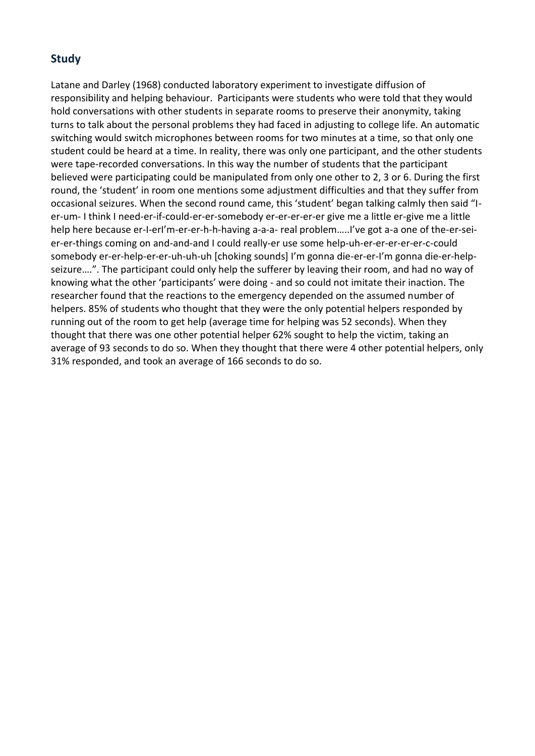## Study

Latane and Darley (1968) conducted laboratory experiment to investigate diffusion of responsibility and helping behaviour. Participants were students who were told that they would hold conversations with other students in separate rooms to preserve their anonymity, taking turns to talk about the personal problems they had faced in adjusting to college life. An automatic switching would switch microphones between rooms for two minutes at a time, so that only one student could be heard at a time. In reality, there was only one participant, and the other students were tape-recorded conversations. In this way the number of students that the participant believed were participating could be manipulated from only one other to 2, 3 or 6. During the first round, the 'student' in room one mentions some adjustment difficulties and that they suffer from occasional seizures. When the second round came, this 'student' began talking calmly then said "I-er-um- I think I need-er-if-could-er-er-somebody er-er-er-er-er give me a little er-give me a little help here because er-I-erI'm-er-er-h-h-having a-a-a- real problem…..I've got a-a one of the-er-sei-er-er-things coming on and-and-and I could really-er use some help-uh-er-er-er-er-er-c-could somebody er-er-help-er-er-uh-uh-uh [choking sounds] I'm gonna die-er-er-I'm gonna die-er-help-seizure….". The participant could only help the sufferer by leaving their room, and had no way of knowing what the other 'participants' were doing - and so could not imitate their inaction. The researcher found that the reactions to the emergency depended on the assumed number of helpers. 85% of students who thought that they were the only potential helpers responded by running out of the room to get help (average time for helping was 52 seconds). When they thought that there was one other potential helper 62% sought to help the victim, taking an average of 93 seconds to do so. When they thought that there were 4 other potential helpers, only 31% responded, and took an average of 166 seconds to do so.